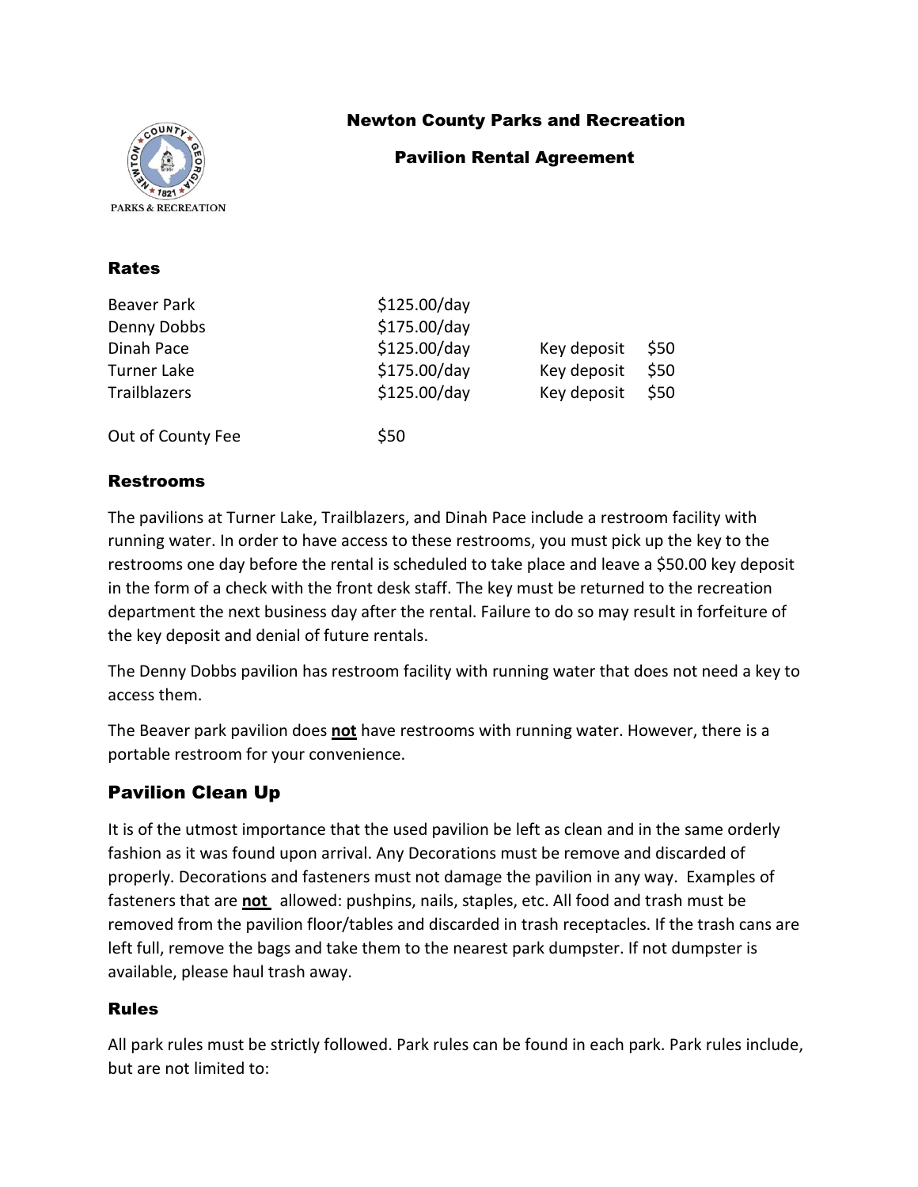# Newton County Parks and Recreation

## Pavilion Rental Agreement

### Rates

| | | | |
|---|---|---|---|
| Beaver Park | $125.00/day | | |
| Denny Dobbs | $175.00/day | | |
| Dinah Pace | $125.00/day | Key deposit | $50 |
| Turner Lake | $175.00/day | Key deposit | $50 |
| Trailblazers | $125.00/day | Key deposit | $50 |
| | | | |
| Out of County Fee | $50 | | |

### Restrooms

The pavilions at Turner Lake, Trailblazers, and Dinah Pace include a restroom facility with running water. In order to have access to these restrooms, you must pick up the key to the restrooms one day before the rental is scheduled to take place and leave a $50.00 key deposit in the form of a check with the front desk staff. The key must be returned to the recreation department the next business day after the rental. Failure to do so may result in forfeiture of the key deposit and denial of future rentals.

The Denny Dobbs pavilion has restroom facility with running water that does not need a key to access them.

The Beaver park pavilion does **not** have restrooms with running water. However, there is a portable restroom for your convenience.

## Pavilion Clean Up

It is of the utmost importance that the used pavilion be left as clean and in the same orderly fashion as it was found upon arrival. Any Decorations must be remove and discarded of properly. Decorations and fasteners must not damage the pavilion in any way. Examples of fasteners that are **not** allowed: pushpins, nails, staples, etc. All food and trash must be removed from the pavilion floor/tables and discarded in trash receptacles. If the trash cans are left full, remove the bags and take them to the nearest park dumpster. If not dumpster is available, please haul trash away.

### Rules

All park rules must be strictly followed. Park rules can be found in each park. Park rules include, but are not limited to: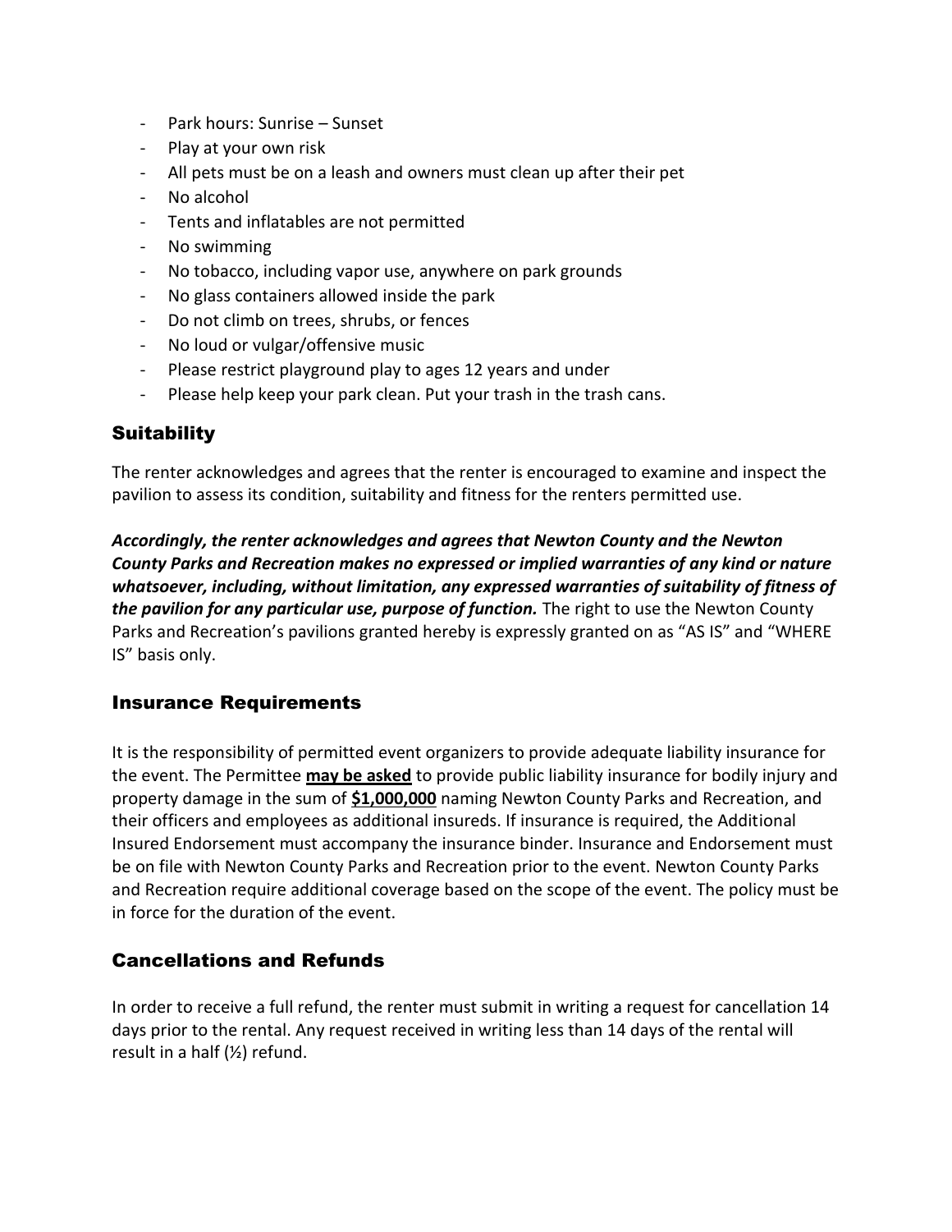- Park hours: Sunrise – Sunset
- Play at your own risk
- All pets must be on a leash and owners must clean up after their pet
- No alcohol
- Tents and inflatables are not permitted
- No swimming
- No tobacco, including vapor use, anywhere on park grounds
- No glass containers allowed inside the park
- Do not climb on trees, shrubs, or fences
- No loud or vulgar/offensive music
- Please restrict playground play to ages 12 years and under
- Please help keep your park clean. Put your trash in the trash cans.

## Suitability

The renter acknowledges and agrees that the renter is encouraged to examine and inspect the pavilion to assess its condition, suitability and fitness for the renters permitted use.

***Accordingly, the renter acknowledges and agrees that Newton County and the Newton County Parks and Recreation makes no expressed or implied warranties of any kind or nature whatsoever, including, without limitation, any expressed warranties of suitability of fitness of the pavilion for any particular use, purpose of function.*** The right to use the Newton County Parks and Recreation's pavilions granted hereby is expressly granted on as "AS IS" and "WHERE IS" basis only.

## Insurance Requirements

It is the responsibility of permitted event organizers to provide adequate liability insurance for the event. The Permittee **may be asked** to provide public liability insurance for bodily injury and property damage in the sum of **$1,000,000** naming Newton County Parks and Recreation, and their officers and employees as additional insureds. If insurance is required, the Additional Insured Endorsement must accompany the insurance binder. Insurance and Endorsement must be on file with Newton County Parks and Recreation prior to the event. Newton County Parks and Recreation require additional coverage based on the scope of the event. The policy must be in force for the duration of the event.

## Cancellations and Refunds

In order to receive a full refund, the renter must submit in writing a request for cancellation 14 days prior to the rental. Any request received in writing less than 14 days of the rental will result in a half (½) refund.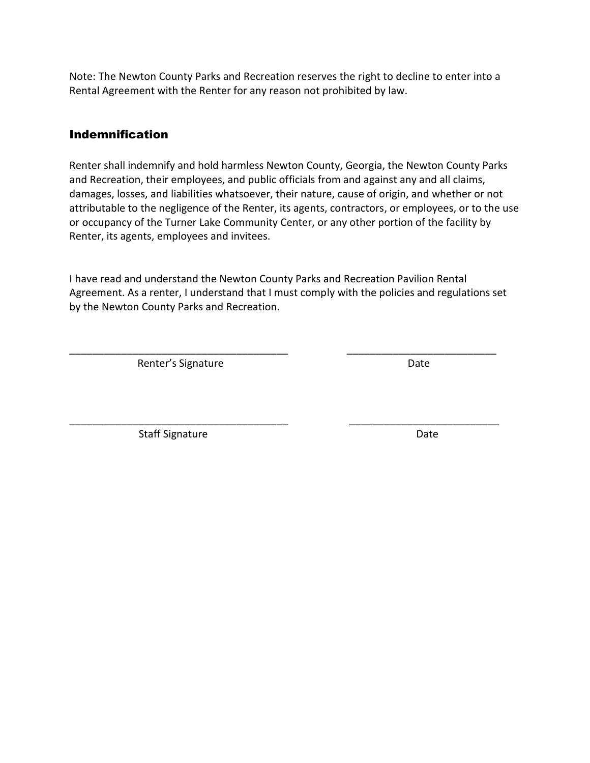Note: The Newton County Parks and Recreation reserves the right to decline to enter into a Rental Agreement with the Renter for any reason not prohibited by law.

## Indemnification

Renter shall indemnify and hold harmless Newton County, Georgia, the Newton County Parks and Recreation, their employees, and public officials from and against any and all claims, damages, losses, and liabilities whatsoever, their nature, cause of origin, and whether or not attributable to the negligence of the Renter, its agents, contractors, or employees, or to the use or occupancy of the Turner Lake Community Center, or any other portion of the facility by Renter, its agents, employees and invitees.

I have read and understand the Newton County Parks and Recreation Pavilion Rental Agreement. As a renter, I understand that I must comply with the policies and regulations set by the Newton County Parks and Recreation.

_______________________________________ __________________________

Renter's Signature Date

_______________________________________ __________________________

Staff Signature Date